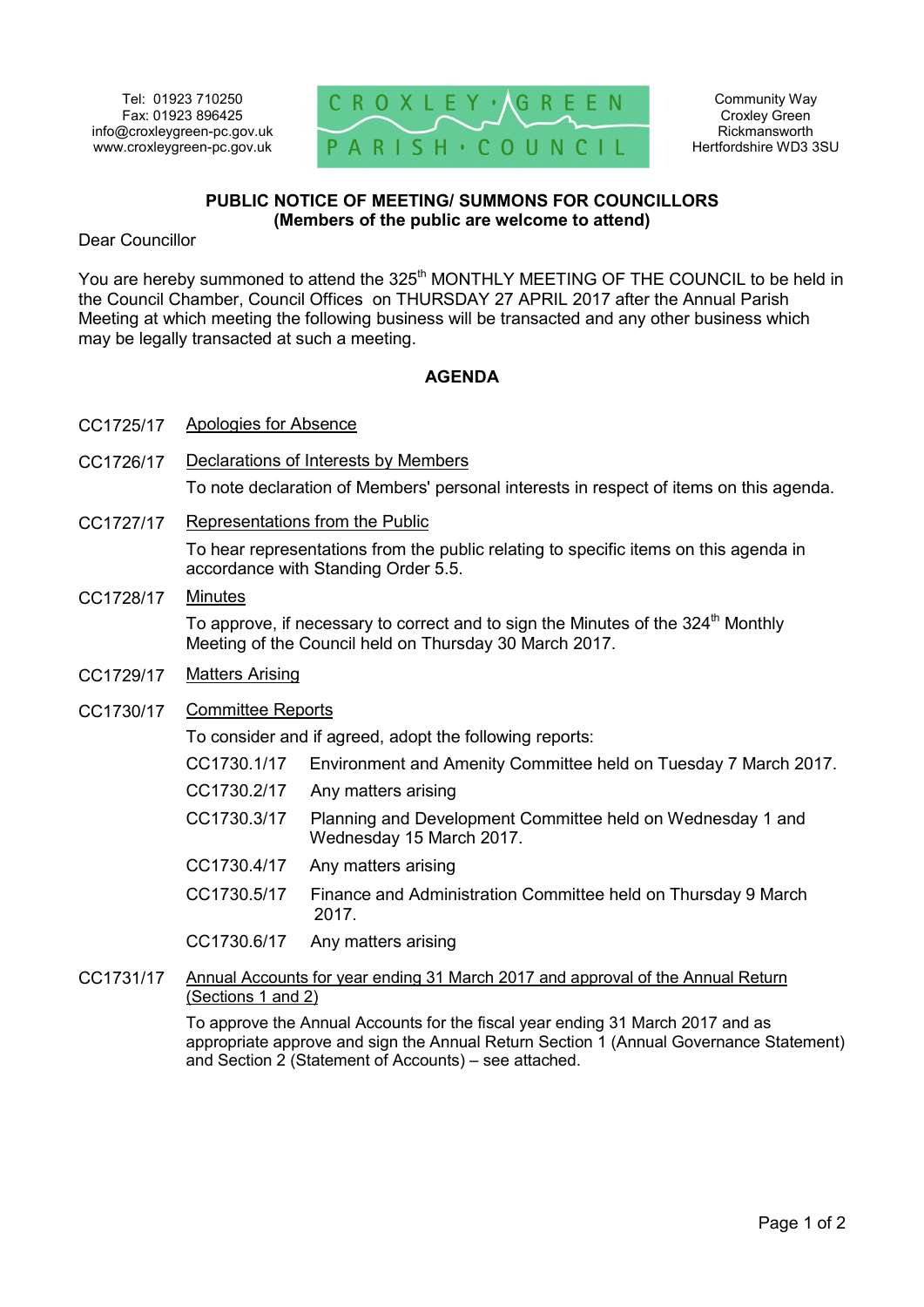Tel: 01923 710250
Fax: 01923 896425
info@croxleygreen-pc.gov.uk
www.croxleygreen-pc.gov.uk

CROXLEY · GREEN PARISH · COUNCIL

Community Way
Croxley Green
Rickmansworth
Hertfordshire WD3 3SU

**PUBLIC NOTICE OF MEETING/ SUMMONS FOR COUNCILLORS**
**(Members of the public are welcome to attend)**

Dear Councillor

You are hereby summoned to attend the 325th MONTHLY MEETING OF THE COUNCIL to be held in the Council Chamber, Council Offices on THURSDAY 27 APRIL 2017 after the Annual Parish Meeting at which meeting the following business will be transacted and any other business which may be legally transacted at such a meeting.

## AGENDA

CC1725/17 Apologies for Absence

CC1726/17 Declarations of Interests by Members

To note declaration of Members' personal interests in respect of items on this agenda.

CC1727/17 Representations from the Public

To hear representations from the public relating to specific items on this agenda in accordance with Standing Order 5.5.

CC1728/17 Minutes

To approve, if necessary to correct and to sign the Minutes of the 324th Monthly Meeting of the Council held on Thursday 30 March 2017.

CC1729/17 Matters Arising

CC1730/17 Committee Reports

To consider and if agreed, adopt the following reports:

- CC1730.1/17 Environment and Amenity Committee held on Tuesday 7 March 2017.
- CC1730.2/17 Any matters arising
- CC1730.3/17 Planning and Development Committee held on Wednesday 1 and Wednesday 15 March 2017.
- CC1730.4/17 Any matters arising
- CC1730.5/17 Finance and Administration Committee held on Thursday 9 March 2017.
- CC1730.6/17 Any matters arising

CC1731/17 Annual Accounts for year ending 31 March 2017 and approval of the Annual Return (Sections 1 and 2)

To approve the Annual Accounts for the fiscal year ending 31 March 2017 and as appropriate approve and sign the Annual Return Section 1 (Annual Governance Statement) and Section 2 (Statement of Accounts) – see attached.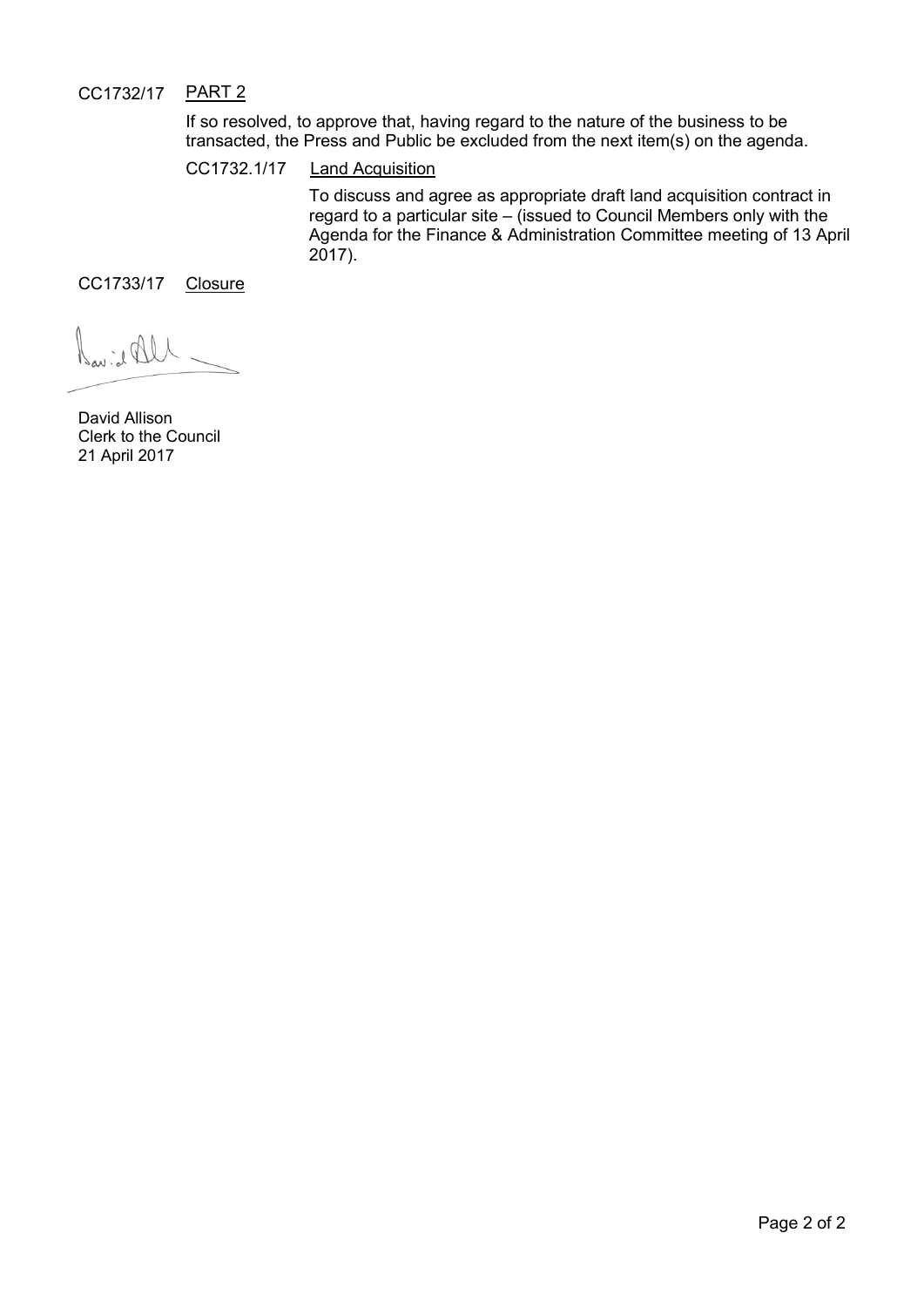CC1732/17 <u>PART 2</u>

If so resolved, to approve that, having regard to the nature of the business to be transacted, the Press and Public be excluded from the next item(s) on the agenda.

CC1732.1/17 <u>Land Acquisition</u>

To discuss and agree as appropriate draft land acquisition contract in regard to a particular site – (issued to Council Members only with the Agenda for the Finance & Administration Committee meeting of 13 April 2017).

CC1733/17 <u>Closure</u>

David Allison
Clerk to the Council
21 April 2017